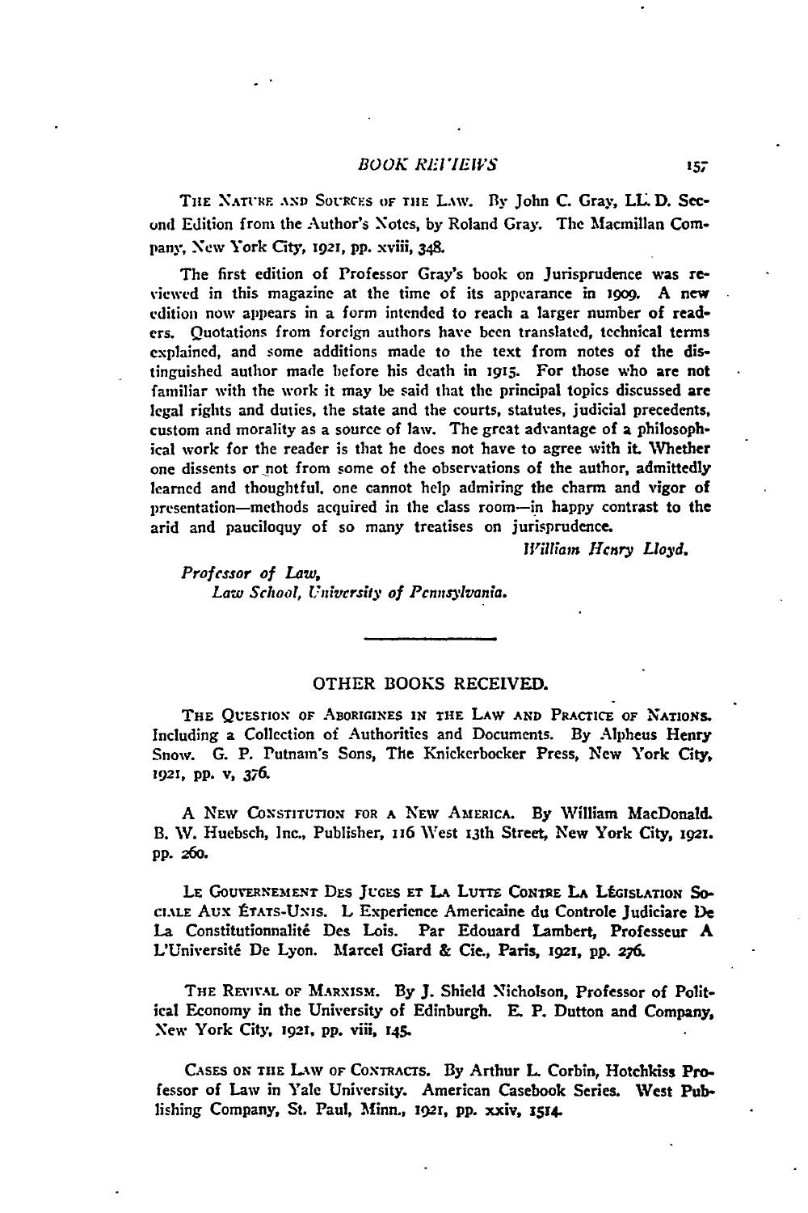THE NATURE AND SOURCES OF THE LAW. By John C. Gray, LL. D. Second Edition from the Author's Notes, by Roland Gray. The Macmillan Company, New York City, 1921, pp. xviii, 348.

The first edition of Professor Gray's book on Jurisprudence was reviewed in this magazine at the time of its appearance in 1909. A new edition now appears in a form intended to reach a larger number of readers. Quotations from foreign authors have been translated, technical terms explained, and some additions made to the text from notes of the distinguished author made before his death in 1915. For those who are not familiar with the work it may be said that the principal topics discussed are legal rights and duties, the state and the courts, statutes, judicial precedents, custom and morality as a source of law. The great advantage of a philosophical work for the reader is that he does not have to agree with it. Whether one dissents or not from some of the observations of the author, admittedly learned and thoughtful, one cannot help admiring the charm and vigor of presentation—methods acquired in the class room—in happy contrast to the arid and pauciloquy of so many treatises on jurisprudence.

*William Henry Lloyd.*

*Professor of Law,*
*Law School, University of Pennsylvania.*

---

## OTHER BOOKS RECEIVED.

THE QUESTION OF ABORIGINES IN THE LAW AND PRACTICE OF NATIONS. Including a Collection of Authorities and Documents. By Alpheus Henry Snow. G. P. Putnam's Sons, The Knickerbocker Press, New York City, 1921, pp. v, 376.

A NEW CONSTITUTION FOR A NEW AMERICA. By William MacDonald. B. W. Huebsch, Inc., Publisher, 116 West 13th Street, New York City, 1921. pp. 260.

LE GOUVERNEMENT DES JUGES ET LA LUTTE CONTRE LA LÉGISLATION SOCIALE AUX ÉTATS-UNIS. L Experience Americaine du Controle Judiciare De La Constitutionnalité Des Lois. Par Edouard Lambert, Professeur A L'Université De Lyon. Marcel Giard & Cie., Paris, 1921, pp. 276.

THE REVIVAL OF MARXISM. By J. Shield Nicholson, Professor of Political Economy in the University of Edinburgh. E. P. Dutton and Company, New York City, 1921, pp. viii, 145.

CASES ON THE LAW OF CONTRACTS. By Arthur L. Corbin, Hotchkiss Professor of Law in Yale University. American Casebook Series. West Publishing Company, St. Paul, Minn., 1921, pp. xxiv, 1514.